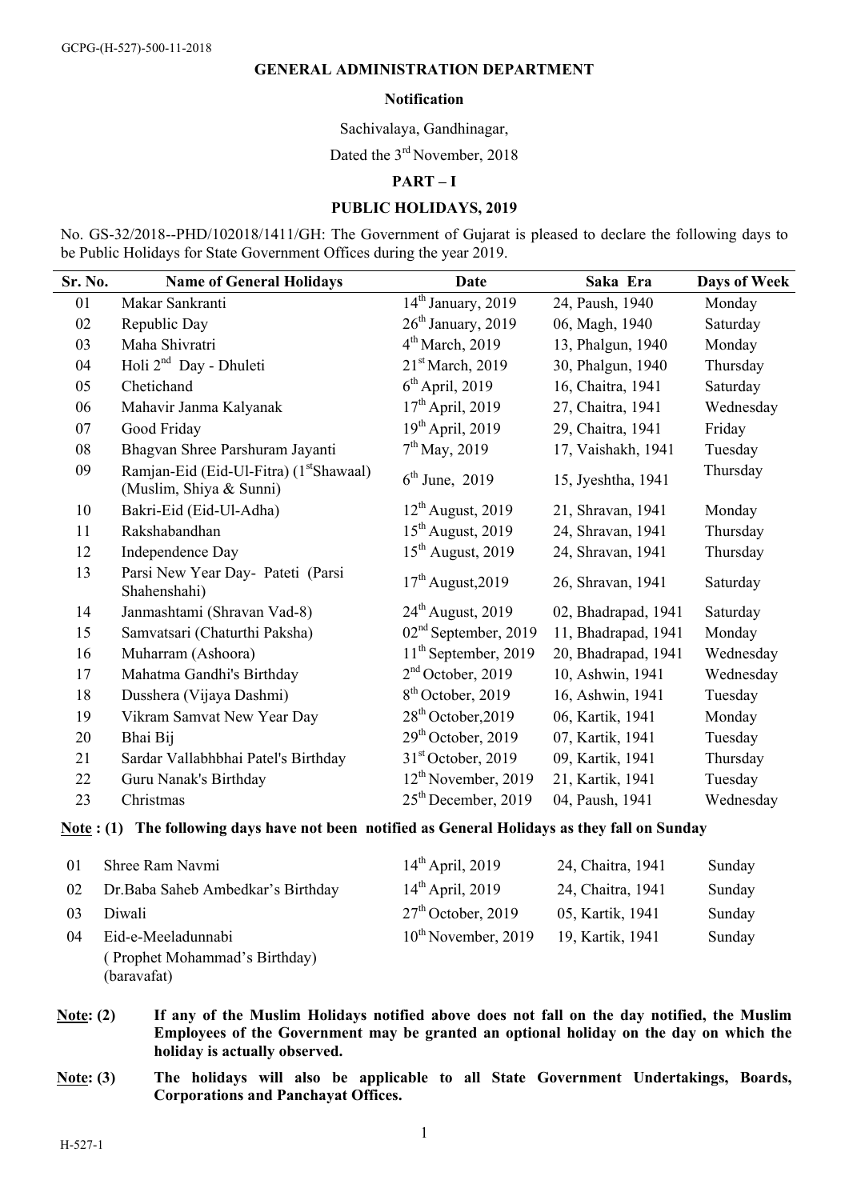GCPG-(H-527)-500-11-2018

# GENERAL ADMINISTRATION DEPARTMENT

## Notification

Sachivalaya, Gandhinagar,

Dated the 3rd November, 2018

## PART – I

## PUBLIC HOLIDAYS, 2019

No. GS-32/2018--PHD/102018/1411/GH: The Government of Gujarat is pleased to declare the following days to be Public Holidays for State Government Offices during the year 2019.

| Sr. No. | Name of General Holidays | Date | Saka Era | Days of Week |
|---|---|---|---|---|
| 01 | Makar Sankranti | 14th January, 2019 | 24, Paush, 1940 | Monday |
| 02 | Republic Day | 26th January, 2019 | 06, Magh, 1940 | Saturday |
| 03 | Maha Shivratri | 4th March, 2019 | 13, Phalgun, 1940 | Monday |
| 04 | Holi 2nd Day - Dhuleti | 21st March, 2019 | 30, Phalgun, 1940 | Thursday |
| 05 | Chetichand | 6th April, 2019 | 16, Chaitra, 1941 | Saturday |
| 06 | Mahavir Janma Kalyanak | 17th April, 2019 | 27, Chaitra, 1941 | Wednesday |
| 07 | Good Friday | 19th April, 2019 | 29, Chaitra, 1941 | Friday |
| 08 | Bhagvan Shree Parshuram Jayanti | 7th May, 2019 | 17, Vaishakh, 1941 | Tuesday |
| 09 | Ramjan-Eid (Eid-Ul-Fitra) (1st Shawaal) (Muslim, Shiya & Sunni) | 6th June, 2019 | 15, Jyeshtha, 1941 | Thursday |
| 10 | Bakri-Eid (Eid-Ul-Adha) | 12th August, 2019 | 21, Shravan, 1941 | Monday |
| 11 | Rakshabandhan | 15th August, 2019 | 24, Shravan, 1941 | Thursday |
| 12 | Independence Day | 15th August, 2019 | 24, Shravan, 1941 | Thursday |
| 13 | Parsi New Year Day- Pateti (Parsi Shahenshahi) | 17th August,2019 | 26, Shravan, 1941 | Saturday |
| 14 | Janmashtami (Shravan Vad-8) | 24th August, 2019 | 02, Bhadrapad, 1941 | Saturday |
| 15 | Samvatsari (Chaturthi Paksha) | 02nd September, 2019 | 11, Bhadrapad, 1941 | Monday |
| 16 | Muharram (Ashoora) | 11th September, 2019 | 20, Bhadrapad, 1941 | Wednesday |
| 17 | Mahatma Gandhi's Birthday | 2nd October, 2019 | 10, Ashwin, 1941 | Wednesday |
| 18 | Dusshera (Vijaya Dashmi) | 8th October, 2019 | 16, Ashwin, 1941 | Tuesday |
| 19 | Vikram Samvat New Year Day | 28th October,2019 | 06, Kartik, 1941 | Monday |
| 20 | Bhai Bij | 29th October, 2019 | 07, Kartik, 1941 | Tuesday |
| 21 | Sardar Vallabhbhai Patel's Birthday | 31st October, 2019 | 09, Kartik, 1941 | Thursday |
| 22 | Guru Nanak's Birthday | 12th November, 2019 | 21, Kartik, 1941 | Tuesday |
| 23 | Christmas | 25th December, 2019 | 04, Paush, 1941 | Wednesday |

**Note : (1) The following days have not been notified as General Holidays as they fall on Sunday**

| 01 | Shree Ram Navmi | 14th April, 2019 | 24, Chaitra, 1941 | Sunday |
|---|---|---|---|---|
| 02 | Dr.Baba Saheb Ambedkar's Birthday | 14th April, 2019 | 24, Chaitra, 1941 | Sunday |
| 03 | Diwali | 27th October, 2019 | 05, Kartik, 1941 | Sunday |
| 04 | Eid-e-Meeladunnabi ( Prophet Mohammad's Birthday) (baravafat) | 10th November, 2019 | 19, Kartik, 1941 | Sunday |

**Note: (2)** **If any of the Muslim Holidays notified above does not fall on the day notified, the Muslim Employees of the Government may be granted an optional holiday on the day on which the holiday is actually observed.**

**Note: (3)** **The holidays will also be applicable to all State Government Undertakings, Boards, Corporations and Panchayat Offices.**

H-527-1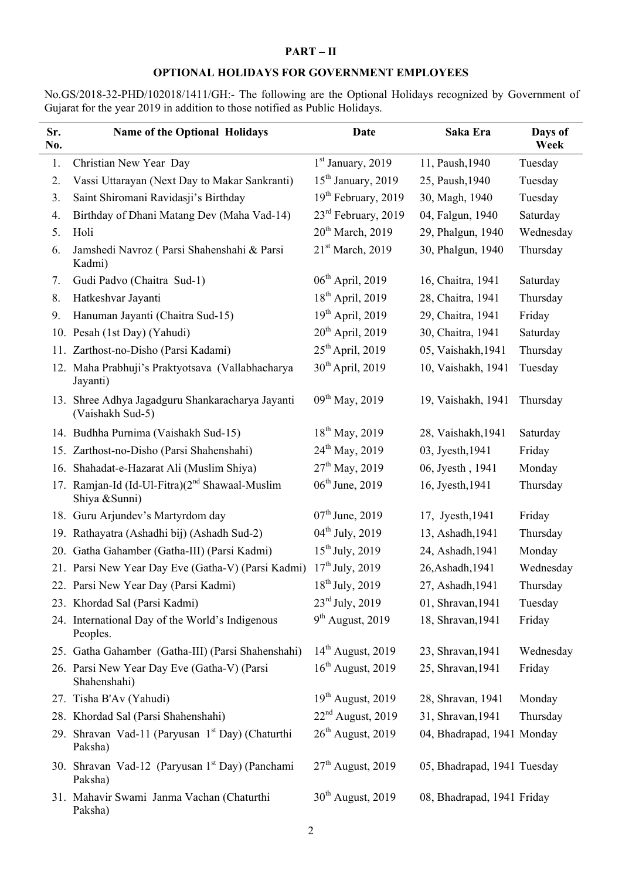## PART – II

## OPTIONAL HOLIDAYS FOR GOVERNMENT EMPLOYEES

No.GS/2018-32-PHD/102018/1411/GH:- The following are the Optional Holidays recognized by Government of Gujarat for the year 2019 in addition to those notified as Public Holidays.

| Sr. No. | Name of the Optional Holidays | Date | Saka Era | Days of Week |
|---|---|---|---|---|
| 1. | Christian New Year Day | 1st January, 2019 | 11, Paush,1940 | Tuesday |
| 2. | Vassi Uttarayan (Next Day to Makar Sankranti) | 15th January, 2019 | 25, Paush,1940 | Tuesday |
| 3. | Saint Shiromani Ravidasji's Birthday | 19th February, 2019 | 30, Magh, 1940 | Tuesday |
| 4. | Birthday of Dhani Matang Dev (Maha Vad-14) | 23rd February, 2019 | 04, Falgun, 1940 | Saturday |
| 5. | Holi | 20th March, 2019 | 29, Phalgun, 1940 | Wednesday |
| 6. | Jamshedi Navroz ( Parsi Shahenshahi & Parsi Kadmi) | 21st March, 2019 | 30, Phalgun, 1940 | Thursday |
| 7. | Gudi Padvo (Chaitra Sud-1) | 06th April, 2019 | 16, Chaitra, 1941 | Saturday |
| 8. | Hatkeshvar Jayanti | 18th April, 2019 | 28, Chaitra, 1941 | Thursday |
| 9. | Hanuman Jayanti (Chaitra Sud-15) | 19th April, 2019 | 29, Chaitra, 1941 | Friday |
| 10. | Pesah (1st Day) (Yahudi) | 20th April, 2019 | 30, Chaitra, 1941 | Saturday |
| 11. | Zarthost-no-Disho (Parsi Kadami) | 25th April, 2019 | 05, Vaishakh,1941 | Thursday |
| 12. | Maha Prabhuji's Praktyotsava (Vallabhacharya Jayanti) | 30th April, 2019 | 10, Vaishakh, 1941 | Tuesday |
| 13. | Shree Adhya Jagadguru Shankaracharya Jayanti (Vaishakh Sud-5) | 09th May, 2019 | 19, Vaishakh, 1941 | Thursday |
| 14. | Budhha Purnima (Vaishakh Sud-15) | 18th May, 2019 | 28, Vaishakh,1941 | Saturday |
| 15. | Zarthost-no-Disho (Parsi Shahenshahi) | 24th May, 2019 | 03, Jyesth,1941 | Friday |
| 16. | Shahadat-e-Hazarat Ali (Muslim Shiya) | 27th May, 2019 | 06, Jyesth , 1941 | Monday |
| 17. | Ramjan-Id (Id-Ul-Fitra)(2nd Shawaal-Muslim Shiya &Sunni) | 06th June, 2019 | 16, Jyesth,1941 | Thursday |
| 18. | Guru Arjundev's Martyrdom day | 07th June, 2019 | 17, Jyesth,1941 | Friday |
| 19. | Rathayatra (Ashadhi bij) (Ashadh Sud-2) | 04th July, 2019 | 13, Ashadh,1941 | Thursday |
| 20. | Gatha Gahamber (Gatha-III) (Parsi Kadmi) | 15th July, 2019 | 24, Ashadh,1941 | Monday |
| 21. | Parsi New Year Day Eve (Gatha-V) (Parsi Kadmi) | 17th July, 2019 | 26,Ashadh,1941 | Wednesday |
| 22. | Parsi New Year Day (Parsi Kadmi) | 18th July, 2019 | 27, Ashadh,1941 | Thursday |
| 23. | Khordad Sal (Parsi Kadmi) | 23rd July, 2019 | 01, Shravan,1941 | Tuesday |
| 24. | International Day of the World's Indigenous Peoples. | 9th August, 2019 | 18, Shravan,1941 | Friday |
| 25. | Gatha Gahamber (Gatha-III) (Parsi Shahenshahi) | 14th August, 2019 | 23, Shravan,1941 | Wednesday |
| 26. | Parsi New Year Day Eve (Gatha-V) (Parsi Shahenshahi) | 16th August, 2019 | 25, Shravan,1941 | Friday |
| 27. | Tisha B'Av (Yahudi) | 19th August, 2019 | 28, Shravan, 1941 | Monday |
| 28. | Khordad Sal (Parsi Shahenshahi) | 22nd August, 2019 | 31, Shravan,1941 | Thursday |
| 29. | Shravan Vad-11 (Paryusan 1st Day) (Chaturthi Paksha) | 26th August, 2019 | 04, Bhadrapad, 1941 | Monday |
| 30. | Shravan Vad-12 (Paryusan 1st Day) (Panchami Paksha) | 27th August, 2019 | 05, Bhadrapad, 1941 | Tuesday |
| 31. | Mahavir Swami Janma Vachan (Chaturthi Paksha) | 30th August, 2019 | 08, Bhadrapad, 1941 | Friday |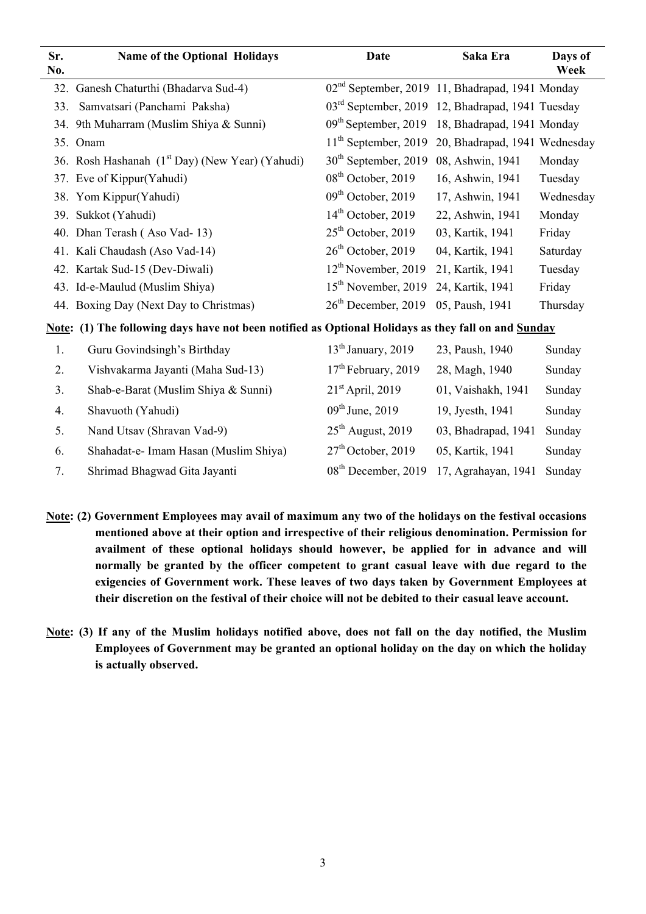| Sr. No. | Name of the Optional Holidays | Date | Saka Era | Days of Week |
|---|---|---|---|---|
| 32. | Ganesh Chaturthi (Bhadarva Sud-4) | 02nd September, 2019 | 11, Bhadrapad, 1941 | Monday |
| 33. | Samvatsari (Panchami Paksha) | 03rd September, 2019 | 12, Bhadrapad, 1941 | Tuesday |
| 34. | 9th Muharram (Muslim Shiya & Sunni) | 09th September, 2019 | 18, Bhadrapad, 1941 | Monday |
| 35. | Onam | 11th September, 2019 | 20, Bhadrapad, 1941 | Wednesday |
| 36. | Rosh Hashanah (1st Day) (New Year) (Yahudi) | 30th September, 2019 | 08, Ashwin, 1941 | Monday |
| 37. | Eve of Kippur(Yahudi) | 08th October, 2019 | 16, Ashwin, 1941 | Tuesday |
| 38. | Yom Kippur(Yahudi) | 09th October, 2019 | 17, Ashwin, 1941 | Wednesday |
| 39. | Sukkot (Yahudi) | 14th October, 2019 | 22, Ashwin, 1941 | Monday |
| 40. | Dhan Terash ( Aso Vad- 13) | 25th October, 2019 | 03, Kartik, 1941 | Friday |
| 41. | Kali Chaudash (Aso Vad-14) | 26th October, 2019 | 04, Kartik, 1941 | Saturday |
| 42. | Kartak Sud-15 (Dev-Diwali) | 12th November, 2019 | 21, Kartik, 1941 | Tuesday |
| 43. | Id-e-Maulud (Muslim Shiya) | 15th November, 2019 | 24, Kartik, 1941 | Friday |
| 44. | Boxing Day (Next Day to Christmas) | 26th December, 2019 | 05, Paush, 1941 | Thursday |

**Note: (1) The following days have not been notified as Optional Holidays as they fall on and Sunday**

| | | | | |
|---|---|---|---|---|
| 1. | Guru Govindsingh's Birthday | 13th January, 2019 | 23, Paush, 1940 | Sunday |
| 2. | Vishvakarma Jayanti (Maha Sud-13) | 17th February, 2019 | 28, Magh, 1940 | Sunday |
| 3. | Shab-e-Barat (Muslim Shiya & Sunni) | 21st April, 2019 | 01, Vaishakh, 1941 | Sunday |
| 4. | Shavuoth (Yahudi) | 09th June, 2019 | 19, Jyesth, 1941 | Sunday |
| 5. | Nand Utsav (Shravan Vad-9) | 25th August, 2019 | 03, Bhadrapad, 1941 | Sunday |
| 6. | Shahadat-e- Imam Hasan (Muslim Shiya) | 27th October, 2019 | 05, Kartik, 1941 | Sunday |
| 7. | Shrimad Bhagwad Gita Jayanti | 08th December, 2019 | 17, Agrahayan, 1941 | Sunday |

**Note: (2) Government Employees may avail of maximum any two of the holidays on the festival occasions mentioned above at their option and irrespective of their religious denomination. Permission for availment of these optional holidays should however, be applied for in advance and will normally be granted by the officer competent to grant casual leave with due regard to the exigencies of Government work. These leaves of two days taken by Government Employees at their discretion on the festival of their choice will not be debited to their casual leave account.**

**Note: (3) If any of the Muslim holidays notified above, does not fall on the day notified, the Muslim Employees of Government may be granted an optional holiday on the day on which the holiday is actually observed.**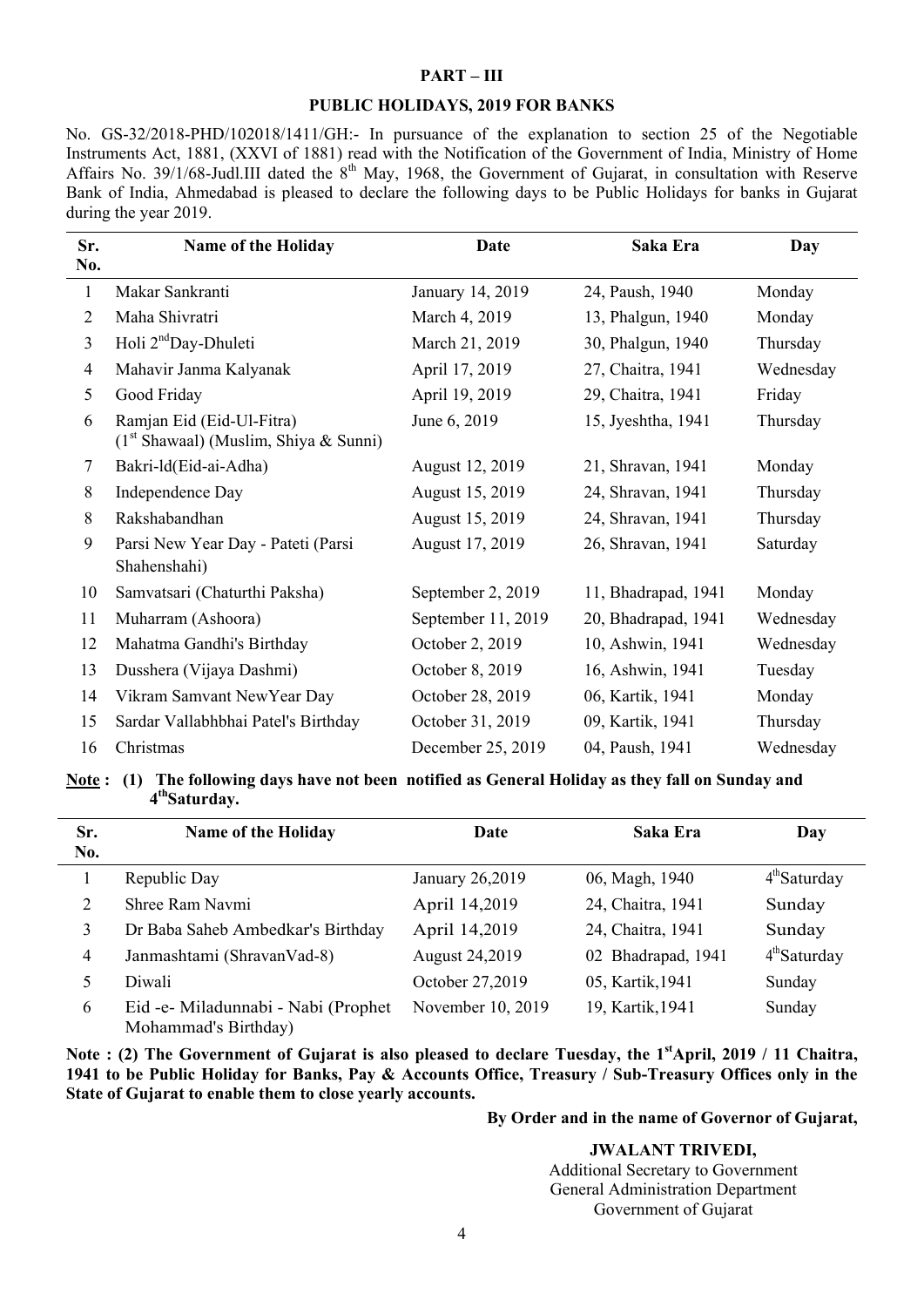**PART – III**

**PUBLIC HOLIDAYS, 2019 FOR BANKS**

No. GS-32/2018-PHD/102018/1411/GH:- In pursuance of the explanation to section 25 of the Negotiable Instruments Act, 1881, (XXVI of 1881) read with the Notification of the Government of India, Ministry of Home Affairs No. 39/1/68-Judl.III dated the 8th May, 1968, the Government of Gujarat, in consultation with Reserve Bank of India, Ahmedabad is pleased to declare the following days to be Public Holidays for banks in Gujarat during the year 2019.

| Sr. No. | Name of the Holiday | Date | Saka Era | Day |
|---|---|---|---|---|
| 1 | Makar Sankranti | January 14, 2019 | 24, Paush, 1940 | Monday |
| 2 | Maha Shivratri | March 4, 2019 | 13, Phalgun, 1940 | Monday |
| 3 | Holi 2nd Day-Dhuleti | March 21, 2019 | 30, Phalgun, 1940 | Thursday |
| 4 | Mahavir Janma Kalyanak | April 17, 2019 | 27, Chaitra, 1941 | Wednesday |
| 5 | Good Friday | April 19, 2019 | 29, Chaitra, 1941 | Friday |
| 6 | Ramjan Eid (Eid-Ul-Fitra) (1st Shawaal) (Muslim, Shiya & Sunni) | June 6, 2019 | 15, Jyeshtha, 1941 | Thursday |
| 7 | Bakri-ld(Eid-ai-Adha) | August 12, 2019 | 21, Shravan, 1941 | Monday |
| 8 | Independence Day | August 15, 2019 | 24, Shravan, 1941 | Thursday |
| 8 | Rakshabandhan | August 15, 2019 | 24, Shravan, 1941 | Thursday |
| 9 | Parsi New Year Day - Pateti (Parsi Shahenshahi) | August 17, 2019 | 26, Shravan, 1941 | Saturday |
| 10 | Samvatsari (Chaturthi Paksha) | September 2, 2019 | 11, Bhadrapad, 1941 | Monday |
| 11 | Muharram (Ashoora) | September 11, 2019 | 20, Bhadrapad, 1941 | Wednesday |
| 12 | Mahatma Gandhi's Birthday | October 2, 2019 | 10, Ashwin, 1941 | Wednesday |
| 13 | Dusshera (Vijaya Dashmi) | October 8, 2019 | 16, Ashwin, 1941 | Tuesday |
| 14 | Vikram Samvant NewYear Day | October 28, 2019 | 06, Kartik, 1941 | Monday |
| 15 | Sardar Vallabhbhai Patel's Birthday | October 31, 2019 | 09, Kartik, 1941 | Thursday |
| 16 | Christmas | December 25, 2019 | 04, Paush, 1941 | Wednesday |

**Note : (1) The following days have not been notified as General Holiday as they fall on Sunday and 4th Saturday.**

| Sr. No. | Name of the Holiday | Date | Saka Era | Day |
|---|---|---|---|---|
| 1 | Republic Day | January 26,2019 | 06, Magh, 1940 | 4th Saturday |
| 2 | Shree Ram Navmi | April 14,2019 | 24, Chaitra, 1941 | Sunday |
| 3 | Dr Baba Saheb Ambedkar's Birthday | April 14,2019 | 24, Chaitra, 1941 | Sunday |
| 4 | Janmashtami (ShravanVad-8) | August 24,2019 | 02 Bhadrapad, 1941 | 4th Saturday |
| 5 | Diwali | October 27,2019 | 05, Kartik,1941 | Sunday |
| 6 | Eid -e- Miladunnabi - Nabi (Prophet Mohammad's Birthday) | November 10, 2019 | 19, Kartik,1941 | Sunday |

**Note : (2) The Government of Gujarat is also pleased to declare Tuesday, the 1st April, 2019 / 11 Chaitra, 1941 to be Public Holiday for Banks, Pay & Accounts Office, Treasury / Sub-Treasury Offices only in the State of Gujarat to enable them to close yearly accounts.**

**By Order and in the name of Governor of Gujarat,**

**JWALANT TRIVEDI,**
Additional Secretary to Government
General Administration Department
Government of Gujarat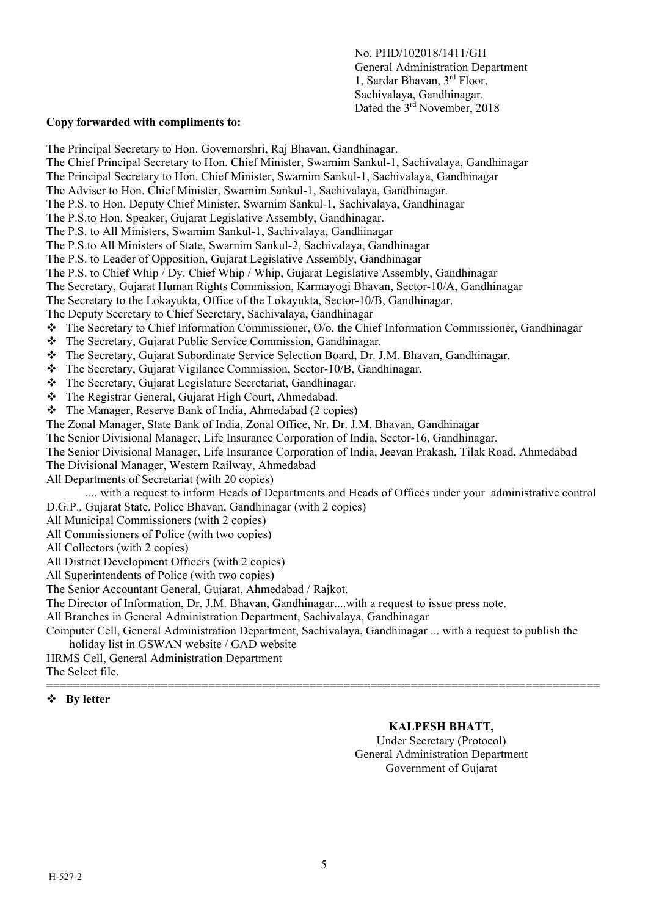No. PHD/102018/1411/GH
General Administration Department
1, Sardar Bhavan, 3rd Floor,
Sachivalaya, Gandhinagar.
Dated the 3rd November, 2018

**Copy forwarded with compliments to:**

The Principal Secretary to Hon. Governorshri, Raj Bhavan, Gandhinagar.
The Chief Principal Secretary to Hon. Chief Minister, Swarnim Sankul-1, Sachivalaya, Gandhinagar
The Principal Secretary to Hon. Chief Minister, Swarnim Sankul-1, Sachivalaya, Gandhinagar
The Adviser to Hon. Chief Minister, Swarnim Sankul-1, Sachivalaya, Gandhinagar.
The P.S. to Hon. Deputy Chief Minister, Swarnim Sankul-1, Sachivalaya, Gandhinagar
The P.S.to Hon. Speaker, Gujarat Legislative Assembly, Gandhinagar.
The P.S. to All Ministers, Swarnim Sankul-1, Sachivalaya, Gandhinagar
The P.S.to All Ministers of State, Swarnim Sankul-2, Sachivalaya, Gandhinagar
The P.S. to Leader of Opposition, Gujarat Legislative Assembly, Gandhinagar
The P.S. to Chief Whip / Dy. Chief Whip / Whip, Gujarat Legislative Assembly, Gandhinagar
The Secretary, Gujarat Human Rights Commission, Karmayogi Bhavan, Sector-10/A, Gandhinagar
The Secretary to the Lokayukta, Office of the Lokayukta, Sector-10/B, Gandhinagar.
The Deputy Secretary to Chief Secretary, Sachivalaya, Gandhinagar

- ❖ The Secretary to Chief Information Commissioner, O/o. the Chief Information Commissioner, Gandhinagar
- ❖ The Secretary, Gujarat Public Service Commission, Gandhinagar.
- ❖ The Secretary, Gujarat Subordinate Service Selection Board, Dr. J.M. Bhavan, Gandhinagar.
- ❖ The Secretary, Gujarat Vigilance Commission, Sector-10/B, Gandhinagar.
- ❖ The Secretary, Gujarat Legislature Secretariat, Gandhinagar.
- ❖ The Registrar General, Gujarat High Court, Ahmedabad.
- ❖ The Manager, Reserve Bank of India, Ahmedabad (2 copies)

The Zonal Manager, State Bank of India, Zonal Office, Nr. Dr. J.M. Bhavan, Gandhinagar
The Senior Divisional Manager, Life Insurance Corporation of India, Sector-16, Gandhinagar.
The Senior Divisional Manager, Life Insurance Corporation of India, Jeevan Prakash, Tilak Road, Ahmedabad
The Divisional Manager, Western Railway, Ahmedabad
All Departments of Secretariat (with 20 copies)
.... with a request to inform Heads of Departments and Heads of Offices under your administrative control
D.G.P., Gujarat State, Police Bhavan, Gandhinagar (with 2 copies)
All Municipal Commissioners (with 2 copies)
All Commissioners of Police (with two copies)
All Collectors (with 2 copies)
All District Development Officers (with 2 copies)
All Superintendents of Police (with two copies)
The Senior Accountant General, Gujarat, Ahmedabad / Rajkot.
The Director of Information, Dr. J.M. Bhavan, Gandhinagar....with a request to issue press note.
All Branches in General Administration Department, Sachivalaya, Gandhinagar
Computer Cell, General Administration Department, Sachivalaya, Gandhinagar ... with a request to publish the holiday list in GSWAN website / GAD website
HRMS Cell, General Administration Department
The Select file.

---

- ❖ **By letter**

**KALPESH BHATT,**
Under Secretary (Protocol)
General Administration Department
Government of Gujarat

H-527-2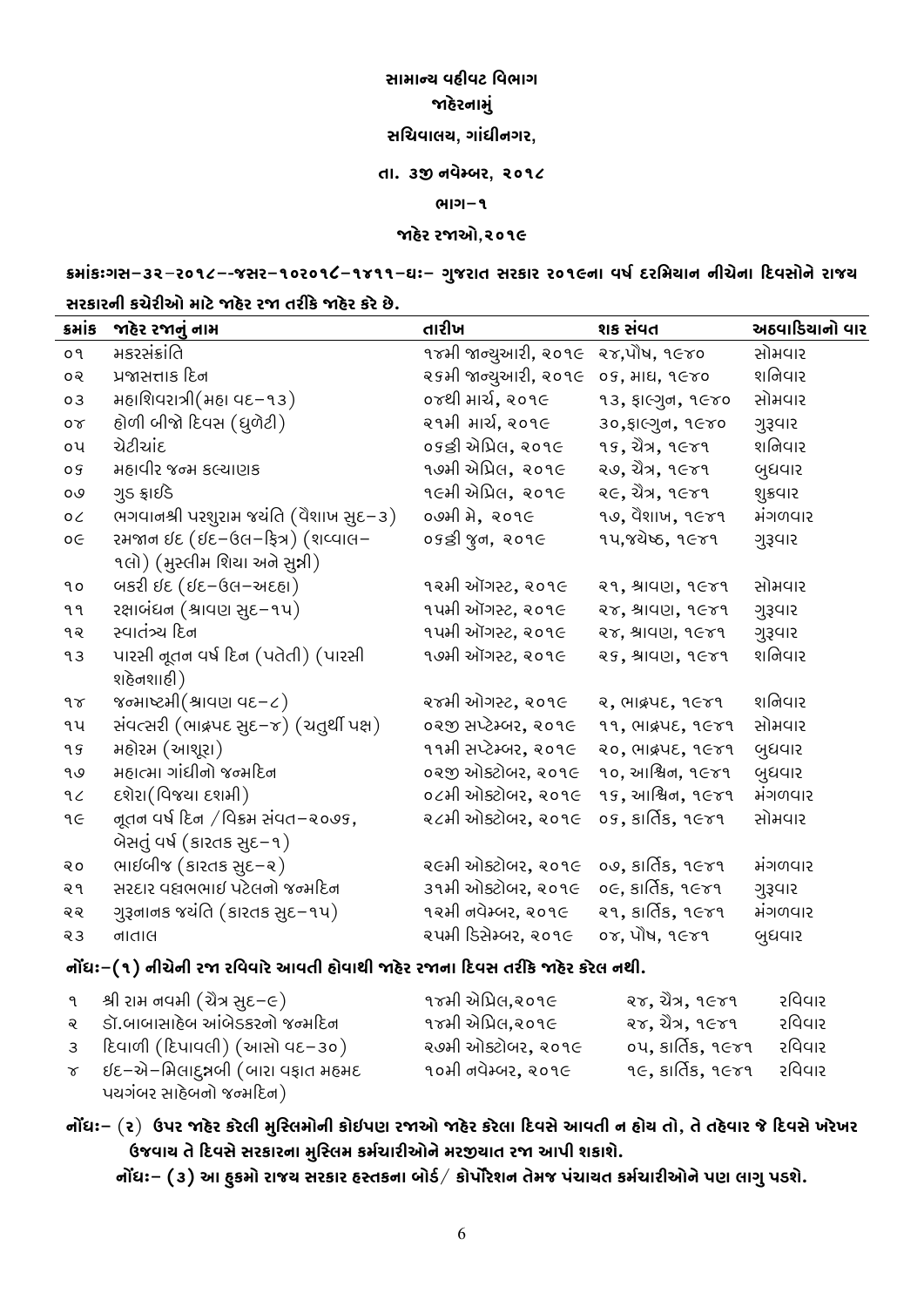# સામાન્ય વહીવટ વિભાગ

## જાહેરનામું

## સચિવાલય, ગાંધીનગર,

## તા. ૩જી નવેમ્બર, ૨૦૧૮

## ભાગ–૧

## જાહેર રજાઓ,૨૦૧૯

**ક્રમાંકઃગસ–૩૨–૨૦૧૮––જસર–૧૦૨૦૧૮–૧૪૧૧–ઘઃ– ગુજરાત સરકાર ૨૦૧૯ના વર્ષ દરમિયાન નીચેના દિવસોને રાજ્ય સરકારની કચેરીઓ માટે જાહેર રજા તરીકે જાહેર કરે છે.**

| ક્રમાંક | જાહેર રજાનું નામ | તારીખ | શક સંવત | અઠવાડિયાનો વાર |
|---|---|---|---|---|
| ૦૧ | મકરસંક્રાંતિ | ૧૪મી જાન્યુઆરી, ૨૦૧૯ | ૨૪,પૌષ, ૧૯૪૦ | સોમવાર |
| ૦૨ | પ્રજાસત્તાક દિન | ૨૬મી જાન્યુઆરી, ૨૦૧૯ | ૦૬, માઘ, ૧૯૪૦ | શનિવાર |
| ૦૩ | મહાશિવરાત્રી(મહા વદ–૧૩) | ૦૪થી માર્ચ, ૨૦૧૯ | ૧૩, ફાલ્ગુન, ૧૯૪૦ | સોમવાર |
| ૦૪ | હોળી બીજો દિવસ (ધુળેટી) | ૨૧મી માર્ચ, ૨૦૧૯ | ૩૦,ફાલ્ગુન, ૧૯૪૦ | ગુરૂવાર |
| ૦૫ | ચેટીચાંદ | ૦૬ઠ્ઠી એપ્રિલ, ૨૦૧૯ | ૧૬, ચૈત્ર, ૧૯૪૧ | શનિવાર |
| ૦૬ | મહાવીર જન્મ કલ્યાણક | ૧૭મી એપ્રિલ, ૨૦૧૯ | ૨૭, ચૈત્ર, ૧૯૪૧ | બુધવાર |
| ૦૭ | ગુડ ફ્રાઈડે | ૧૯મી એપ્રિલ, ૨૦૧૯ | ૨૯, ચૈત્ર, ૧૯૪૧ | શુક્રવાર |
| ૦૮ | ભગવાનશ્રી પરશુરામ જયંતિ (વૈશાખ સુદ–૩) | ૦૭મી મે, ૨૦૧૯ | ૧૭, વૈશાખ, ૧૯૪૧ | મંગળવાર |
| ૦૯ | રમજાન ઇદ (ઇદ–ઉલ–ફિત્ર) (શવ્વાલ–૧લો) (મુસ્લીમ શિયા અને સુન્ની) | ૦૬ઠ્ઠી જુન, ૨૦૧૯ | ૧૫,જયેષ્ઠ, ૧૯૪૧ | ગુરૂવાર |
| ૧૦ | બકરી ઇદ (ઇદ–ઉલ–અદહા) | ૧૨મી ઑગસ્ટ, ૨૦૧૯ | ૨૧, શ્રાવણ, ૧૯૪૧ | સોમવાર |
| ૧૧ | રક્ષાબંધન (શ્રાવણ સુદ–૧૫) | ૧૫મી ઑગસ્ટ, ૨૦૧૯ | ૨૪, શ્રાવણ, ૧૯૪૧ | ગુરૂવાર |
| ૧૨ | સ્વાતંત્ર્ય દિન | ૧૫મી ઑગસ્ટ, ૨૦૧૯ | ૨૪, શ્રાવણ, ૧૯૪૧ | ગુરૂવાર |
| ૧૩ | પારસી નૂતન વર્ષ દિન (પતેતી) (પારસી શહેનશાહી) | ૧૭મી ઑગસ્ટ, ૨૦૧૯ | ૨૬, શ્રાવણ, ૧૯૪૧ | શનિવાર |
| ૧૪ | જન્માષ્ટમી(શ્રાવણ વદ–૮) | ૨૪મી ઓગસ્ટ, ૨૦૧૯ | ૨, ભાદ્રપદ, ૧૯૪૧ | શનિવાર |
| ૧૫ | સંવત્સરી (ભાદ્રપદ સુદ–૪) (ચતુર્થી પક્ષ) | ૦૨જી સપ્ટેમ્બર, ૨૦૧૯ | ૧૧, ભાદ્રપદ, ૧૯૪૧ | સોમવાર |
| ૧૬ | મહોરમ (આશૂરા) | ૧૧મી સપ્ટેમ્બર, ૨૦૧૯ | ૨૦, ભાદ્રપદ, ૧૯૪૧ | બુધવાર |
| ૧૭ | મહાત્મા ગાંધીનો જન્મદિન | ૦૨જી ઓક્ટોબર, ૨૦૧૯ | ૧૦, આશ્વિન, ૧૯૪૧ | બુધવાર |
| ૧૮ | દશેરા(વિજ્યા દશમી) | ૦૮મી ઓક્ટોબર, ૨૦૧૯ | ૧૬, આશ્વિન, ૧૯૪૧ | મંગળવાર |
| ૧૯ | નૂતન વર્ષ દિન /વિક્રમ સંવત–૨૦૭૬, બેસતું વર્ષ (કારતક સુદ–૧) | ૨૮મી ઓક્ટોબર, ૨૦૧૯ | ૦૬, કાર્તિક, ૧૯૪૧ | સોમવાર |
| ૨૦ | ભાઈબીજ (કારતક સુદ–૨) | ૨૯મી ઓક્ટોબર, ૨૦૧૯ | ૦૭, કાર્તિક, ૧૯૪૧ | મંગળવાર |
| ૨૧ | સરદાર વલ્લભભાઇ પટેલનો જન્મદિન | ૩૧મી ઓક્ટોબર, ૨૦૧૯ | ૦૯, કાર્તિક, ૧૯૪૧ | ગુરૂવાર |
| ૨૨ | ગુરૂનાનક જયંતિ (કારતક સુદ–૧૫) | ૧૨મી નવેમ્બર, ૨૦૧૯ | ૨૧, કાર્તિક, ૧૯૪૧ | મંગળવાર |
| ૨૩ | નાતાલ | ૨૫મી ડિસેમ્બર, ૨૦૧૯ | ૦૪, પૌષ, ૧૯૪૧ | બુધવાર |

**નોંધઃ–(૧) નીચેની રજા રવિવારે આવતી હોવાથી જાહેર રજાના દિવસ તરીકે જાહેર કરેલ નથી.**

| | | | | |
|---|---|---|---|---|
| ૧ | શ્રી રામ નવમી (ચૈત્ર સુદ–૯) | ૧૪મી એપ્રિલ,૨૦૧૯ | ૨૪, ચૈત્ર, ૧૯૪૧ | રવિવાર |
| ૨ | ડૉ.બાબાસાહેબ આંબેડકરનો જન્મદિન | ૧૪મી એપ્રિલ,૨૦૧૯ | ૨૪, ચૈત્ર, ૧૯૪૧ | રવિવાર |
| ૩ | દિવાળી (દિપાવલી) (આસો વદ–૩૦) | ૨૭મી ઓક્ટોબર, ૨૦૧૯ | ૦૫, કાર્તિક, ૧૯૪૧ | રવિવાર |
| ૪ | ઇદ–એ–મિલાદુન્નબી (બારા વફાત મહમદ પયગંબર સાહેબનો જન્મદિન) | ૧૦મી નવેમ્બર, ૨૦૧૯ | ૧૯, કાર્તિક, ૧૯૪૧ | રવિવાર |

**નોંધઃ– (૨) ઉપર જાહેર કરેલી મુસ્લિમોની કોઇપણ રજાઓ જાહેર કરેલા દિવસે આવતી ન હોય તો, તે તહેવાર જે દિવસે ખરેખર ઉજવાય તે દિવસે સરકારના મુસ્લિમ કર્મચારીઓને મરજીયાત રજા આપી શકાશે.**

**નોંધઃ– (૩) આ હુકમો રાજ્ય સરકાર હસ્તકના બોર્ડ/ કોર્પોરેશન તેમજ પંચાયત કર્મચારીઓને પણ લાગુ પડશે.**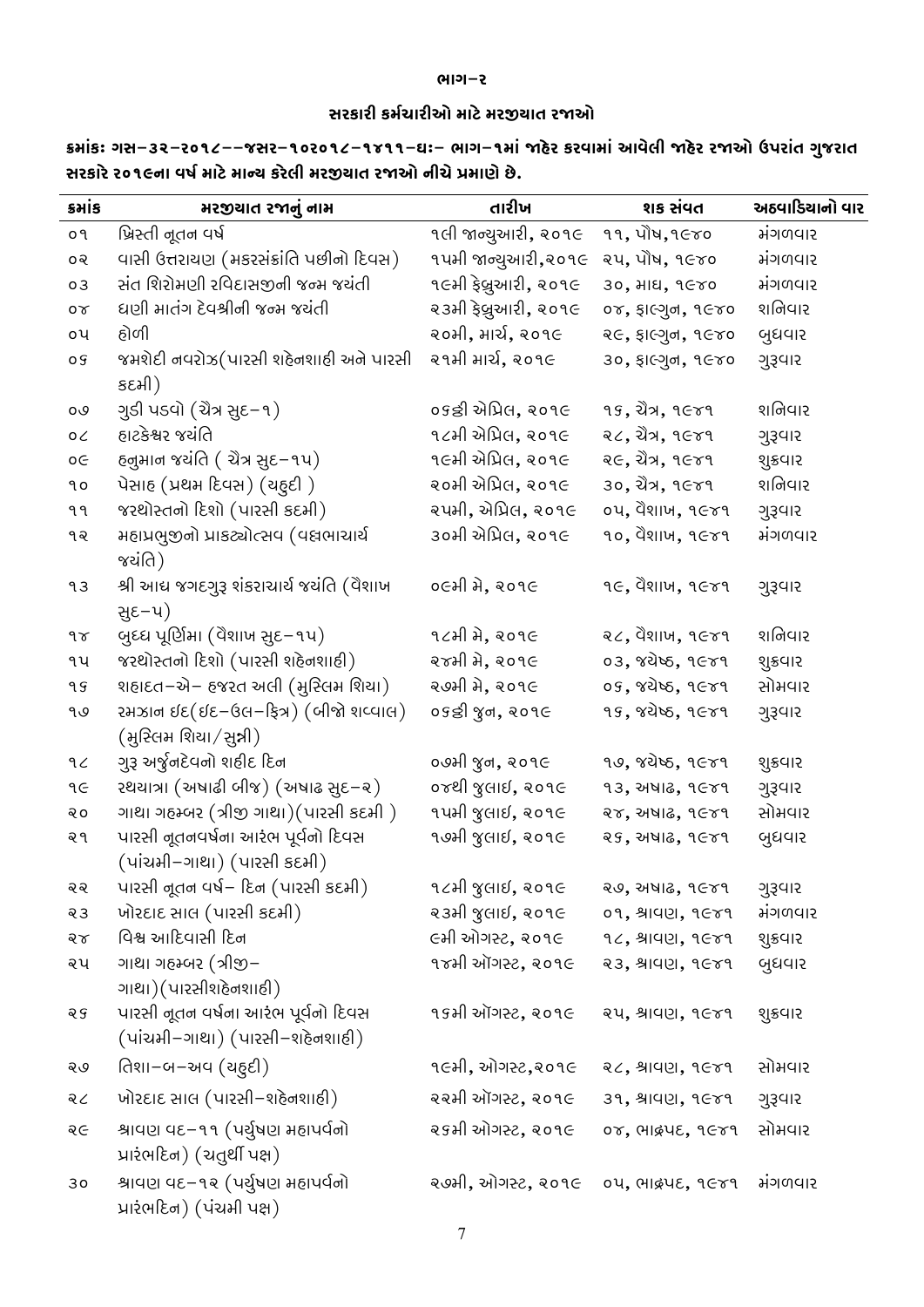**ભાગ-૨**

**સરકારી કર્મચારીઓ માટે મરજીયાત રજાઓ**

**ક્રમાંકઃ ગસ-૩૨-૨૦૧૮--જસર-૧૦૨૦૧૮-૧૪૧૧-ઘઃ- ભાગ-૧માં જાહેર કરવામાં આવેલી જાહેર રજાઓ ઉપરાંત ગુજરાત સરકારે ૨૦૧૯ના વર્ષ માટે માન્ય કરેલી મરજીયાત રજાઓ નીચે પ્રમાણે છે.**

| ક્રમાંક | મરજીયાત રજાનું નામ | તારીખ | શક સંવત | અઠવાડિયાનો વાર |
|---|---|---|---|---|
| ૦૧ | ખ્રિસ્તી નૂતન વર્ષ | ૧લી જાન્યુઆરી, ૨૦૧૯ | ૧૧, પૌષ,૧૯૪૦ | મંગળવાર |
| ૦૨ | વાસી ઉત્તરાયણ (મકરસંક્રાંતિ પછીનો દિવસ) | ૧૫મી જાન્યુઆરી,૨૦૧૯ | ૨૫, પૌષ, ૧૯૪૦ | મંગળવાર |
| ૦૩ | સંત શિરોમણી રવિદાસજીની જન્મ જયંતી | ૧૯મી ફેબ્રુઆરી, ૨૦૧૯ | ૩૦, માઘ, ૧૯૪૦ | મંગળવાર |
| ૦૪ | ધણી માતંગ દેવશ્રીની જન્મ જયંતી | ૨૩મી ફેબ્રુઆરી, ૨૦૧૯ | ૦૪, ફાલ્ગુન, ૧૯૪૦ | શનિવાર |
| ૦૫ | હોળી | ૨૦મી, માર્ચ, ૨૦૧૯ | ૨૯, ફાલ્ગુન, ૧૯૪૦ | બુધવાર |
| ૦૬ | જમશેદી નવરોઝ(પારસી શહેનશાહી અને પારસી કદમી) | ૨૧મી માર્ચ, ૨૦૧૯ | ૩૦, ફાલ્ગુન, ૧૯૪૦ | ગુરૂવાર |
| ૦૭ | ગુડી પડવો (ચૈત્ર સુદ-૧) | ૦૬ઠ્ઠી એપ્રિલ, ૨૦૧૯ | ૧૬, ચૈત્ર, ૧૯૪૧ | શનિવાર |
| ૦૮ | હાટકેશ્વર જયંતિ | ૧૮મી એપ્રિલ, ૨૦૧૯ | ૨૮, ચૈત્ર, ૧૯૪૧ | ગુરૂવાર |
| ૦૯ | હનુમાન જયંતિ ( ચૈત્ર સુદ-૧૫) | ૧૯મી એપ્રિલ, ૨૦૧૯ | ૨૯, ચૈત્ર, ૧૯૪૧ | શુક્રવાર |
| ૧૦ | પેસાહ (પ્રથમ દિવસ) (યહુદી ) | ૨૦મી એપ્રિલ, ૨૦૧૯ | ૩૦, ચૈત્ર, ૧૯૪૧ | શનિવાર |
| ૧૧ | જરથોસ્તનો દિશો (પારસી કદમી) | ૨૫મી, એપ્રિલ, ૨૦૧૯ | ૦૫, વૈશાખ, ૧૯૪૧ | ગુરૂવાર |
| ૧૨ | મહાપ્રભુજીનો પ્રાકટ્યોત્સવ (વલ્લભાચાર્ય જયંતિ) | ૩૦મી એપ્રિલ, ૨૦૧૯ | ૧૦, વૈશાખ, ૧૯૪૧ | મંગળવાર |
| ૧૩ | શ્રી આદ્ય જગદગુરૂ શંકરાચાર્ય જયંતિ (વૈશાખ સુદ-૫) | ૦૯મી મે, ૨૦૧૯ | ૧૯, વૈશાખ, ૧૯૪૧ | ગુરૂવાર |
| ૧૪ | બુધ્ધ પૂર્ણિમા (વૈશાખ સુદ-૧૫) | ૧૮મી મે, ૨૦૧૯ | ૨૮, વૈશાખ, ૧૯૪૧ | શનિવાર |
| ૧૫ | જરથોસ્તનો દિશો (પારસી શહેનશાહી) | ૨૪મી મે, ૨૦૧૯ | ૦૩, જયેષ્ઠ, ૧૯૪૧ | શુક્રવાર |
| ૧૬ | શહાદત-એ- હજરત અલી (મુસ્લિમ શિયા) | ૨૭મી મે, ૨૦૧૯ | ૦૬, જયેષ્ઠ, ૧૯૪૧ | સોમવાર |
| ૧૭ | રમઝાન ઇદ(ઇદ-ઉલ-ફિત્ર) (બીજો શવ્વાલ) (મુસ્લિમ શિયા/સુન્ની) | ૦૬ઠ્ઠી જુન, ૨૦૧૯ | ૧૬, જયેષ્ઠ, ૧૯૪૧ | ગુરૂવાર |
| ૧૮ | ગુરૂ અર્જુનદેવનો શહીદ દિન | ૦૭મી જુન, ૨૦૧૯ | ૧૭, જયેષ્ઠ, ૧૯૪૧ | શુક્રવાર |
| ૧૯ | રથયાત્રા (અષાઢી બીજ) (અષાઢ સુદ-૨) | ૦૪થી જુલાઇ, ૨૦૧૯ | ૧૩, અષાઢ, ૧૯૪૧ | ગુરૂવાર |
| ૨૦ | ગાથા ગહમ્બર (ત્રીજી ગાથા)(પારસી કદમી ) | ૧૫મી જુલાઇ, ૨૦૧૯ | ૨૪, અષાઢ, ૧૯૪૧ | સોમવાર |
| ૨૧ | પારસી નૂતનવર્ષના આરંભ પૂર્વનો દિવસ (પાંચમી-ગાથા) (પારસી કદમી) | ૧૭મી જુલાઇ, ૨૦૧૯ | ૨૬, અષાઢ, ૧૯૪૧ | બુધવાર |
| ૨૨ | પારસી નૂતન વર્ષ- દિન (પારસી કદમી) | ૧૮મી જુલાઇ, ૨૦૧૯ | ૨૭, અષાઢ, ૧૯૪૧ | ગુરૂવાર |
| ૨૩ | ખોરદાદ સાલ (પારસી કદમી) | ૨૩મી જુલાઇ, ૨૦૧૯ | ૦૧, શ્રાવણ, ૧૯૪૧ | મંગળવાર |
| ૨૪ | વિશ્વ આદિવાસી દિન | ૯મી ઓગસ્ટ, ૨૦૧૯ | ૧૮, શ્રાવણ, ૧૯૪૧ | શુક્રવાર |
| ૨૫ | ગાથા ગહમ્બર (ત્રીજી-ગાથા)(પારસીશહેનશાહી) | ૧૪મી ઑગસ્ટ, ૨૦૧૯ | ૨૩, શ્રાવણ, ૧૯૪૧ | બુધવાર |
| ૨૬ | પારસી નૂતન વર્ષના આરંભ પૂર્વનો દિવસ (પાંચમી-ગાથા) (પારસી-શહેનશાહી) | ૧૬મી ઑગસ્ટ, ૨૦૧૯ | ૨૫, શ્રાવણ, ૧૯૪૧ | શુક્રવાર |
| ૨૭ | તિશા-બ-અવ (યહુદી) | ૧૯મી, ઓગસ્ટ,૨૦૧૯ | ૨૮, શ્રાવણ, ૧૯૪૧ | સોમવાર |
| ૨૮ | ખોરદાદ સાલ (પારસી-શહેનશાહી) | ૨૨મી ઑગસ્ટ, ૨૦૧૯ | ૩૧, શ્રાવણ, ૧૯૪૧ | ગુરૂવાર |
| ૨૯ | શ્રાવણ વદ-૧૧ (પર્યુષણ મહાપર્વનો પ્રારંભદિન) (ચતુર્થી પક્ષ) | ૨૬મી ઓગસ્ટ, ૨૦૧૯ | ૦૪, ભાદ્રપદ, ૧૯૪૧ | સોમવાર |
| ૩૦ | શ્રાવણ વદ-૧૨ (પર્યુષણ મહાપર્વનો પ્રારંભદિન) (પંચમી પક્ષ) | ૨૭મી, ઓગસ્ટ, ૨૦૧૯ | ૦૫, ભાદ્રપદ, ૧૯૪૧ | મંગળવાર |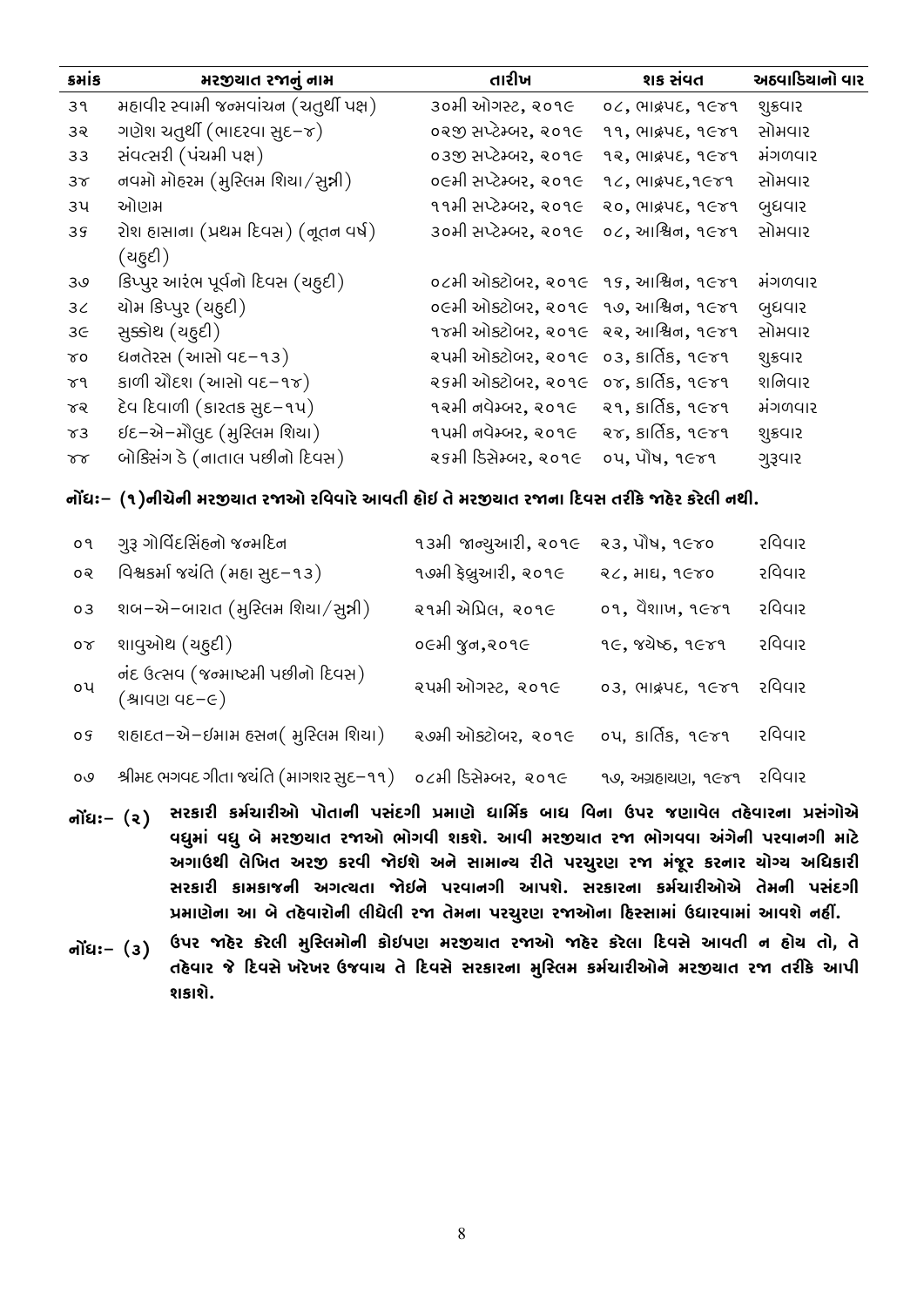| ક્રમાંક | મરજીયાત રજાનું નામ | તારીખ | શક સંવત | અઠવાડિયાનો વાર |
|---|---|---|---|---|
| ૩૧ | મહાવીર સ્વામી જન્મવાંચન (ચતુર્થી પક્ષ) | ૩૦મી ઓગસ્ટ, ૨૦૧૯ | ૦૮, ભાદ્રપદ, ૧૯૪૧ | શુક્રવાર |
| ૩૨ | ગણેશ ચતુર્થી (ભાદરવા સુદ–૪) | ૦૨જી સપ્ટેમ્બર, ૨૦૧૯ | ૧૧, ભાદ્રપદ, ૧૯૪૧ | સોમવાર |
| ૩૩ | સંવત્સરી (પંચમી પક્ષ) | ૦૩જી સપ્ટેમ્બર, ૨૦૧૯ | ૧૨, ભાદ્રપદ, ૧૯૪૧ | મંગળવાર |
| ૩૪ | નવમો મોહરમ (મુસ્લિમ શિયા/સુન્ની) | ૦૯મી સપ્ટેમ્બર, ૨૦૧૯ | ૧૮, ભાદ્રપદ,૧૯૪૧ | સોમવાર |
| ૩૫ | ઓણમ | ૧૧મી સપ્ટેમ્બર, ૨૦૧૯ | ૨૦, ભાદ્રપદ, ૧૯૪૧ | બુધવાર |
| ૩૬ | રોશ હાસાના (પ્રથમ દિવસ) (નૂતન વર્ષ) (યહુદી) | ૩૦મી સપ્ટેમ્બર, ૨૦૧૯ | ૦૮, આશ્વિન, ૧૯૪૧ | સોમવાર |
| ૩૭ | કિપ્પુર આરંભ પૂર્વનો દિવસ (યહુદી) | ૦૮મી ઓક્ટોબર, ૨૦૧૯ | ૧૬, આશ્વિન, ૧૯૪૧ | મંગળવાર |
| ૩૮ | યોમ કિપ્પુર (યહુદી) | ૦૯મી ઓક્ટોબર, ૨૦૧૯ | ૧૭, આશ્વિન, ૧૯૪૧ | બુધવાર |
| ૩૯ | સુક્કોથ (યહુદી) | ૧૪મી ઓક્ટોબર, ૨૦૧૯ | ૨૨, આશ્વિન, ૧૯૪૧ | સોમવાર |
| ૪૦ | ધનતેરસ (આસો વદ–૧૩) | ૨૫મી ઓક્ટોબર, ૨૦૧૯ | ૦૩, કાર્તિક, ૧૯૪૧ | શુક્રવાર |
| ૪૧ | કાળી ચૌદશ (આસો વદ–૧૪) | ૨૬મી ઓક્ટોબર, ૨૦૧૯ | ૦૪, કાર્તિક, ૧૯૪૧ | શનિવાર |
| ૪૨ | દેવ દિવાળી (કારતક સુદ–૧૫) | ૧૨મી નવેમ્બર, ૨૦૧૯ | ૨૧, કાર્તિક, ૧૯૪૧ | મંગળવાર |
| ૪૩ | ઇદ–એ–મૌલુદ (મુસ્લિમ શિયા) | ૧૫મી નવેમ્બર, ૨૦૧૯ | ૨૪, કાર્તિક, ૧૯૪૧ | શુક્રવાર |
| ૪૪ | બોક્સિંગ ડે (નાતાલ પછીનો દિવસ) | ૨૬મી ડિસેમ્બર, ૨૦૧૯ | ૦૫, પૌષ, ૧૯૪૧ | ગુરૂવાર |

**નોંધઃ– (૧)નીચેની મરજીયાત રજાઓ રવિવારે આવતી હોઇ તે મરજીયાત રજાના દિવસ તરીકે જાહેર કરેલી નથી.**

| | | | | |
|---|---|---|---|---|
| ૦૧ | ગુરૂ ગોવિંદસિંહનો જન્મદિન | ૧૩મી જાન્યુઆરી, ૨૦૧૯ | ૨૩, પૌષ, ૧૯૪૦ | રવિવાર |
| ૦૨ | વિશ્વકર્મા જયંતિ (મહા સુદ–૧૩) | ૧૭મી ફેબ્રુઆરી, ૨૦૧૯ | ૨૮, માઘ, ૧૯૪૦ | રવિવાર |
| ૦૩ | શબ–એ–બારાત (મુસ્લિમ શિયા/સુન્ની) | ૨૧મી એપ્રિલ, ૨૦૧૯ | ૦૧, વૈશાખ, ૧૯૪૧ | રવિવાર |
| ૦૪ | શાવુઓથ (યહુદી) | ૦૯મી જુન,૨૦૧૯ | ૧૯, જયેષ્ઠ, ૧૯૪૧ | રવિવાર |
| ૦૫ | નંદ ઉત્સવ (જન્માષ્ટમી પછીનો દિવસ) (શ્રાવણ વદ–૯) | ૨૫મી ઓગસ્ટ, ૨૦૧૯ | ૦૩, ભાદ્રપદ, ૧૯૪૧ | રવિવાર |
| ૦૬ | શહાદત–એ–ઇમામ હસન( મુસ્લિમ શિયા) | ૨૭મી ઓક્ટોબર, ૨૦૧૯ | ૦૫, કાર્તિક, ૧૯૪૧ | રવિવાર |
| ૦૭ | શ્રીમદ ભગવદ ગીતા જયંતિ (માગશર સુદ–૧૧) | ૦૮મી ડિસેમ્બર, ૨૦૧૯ | ૧૭, અગ્રહાયણ, ૧૯૪૧ | રવિવાર |

**નોંધઃ– (૨)** **સરકારી કર્મચારીઓ પોતાની પસંદગી પ્રમાણે ધાર્મિક બાધ વિના ઉપર જણાવેલ તહેવારના પ્રસંગોએ વધુમાં વધુ બે મરજીયાત રજાઓ ભોગવી શકશે. આવી મરજીયાત રજા ભોગવવા અંગેની પરવાનગી માટે અગાઉથી લેખિત અરજી કરવી જોઇશે અને સામાન્ય રીતે પરચુરણ રજા મંજૂર કરનાર યોગ્ય અધિકારી સરકારી કામકાજની અગત્યતા જોઇને પરવાનગી આપશે. સરકારના કર્મચારીઓએ તેમની પસંદગી પ્રમાણેના આ બે તહેવારોની લીધેલી રજા તેમના પરચુરણ રજાઓના હિસ્સામાં ઉધારવામાં આવશે નહીં.**

**નોંધઃ– (૩)** **ઉપર જાહેર કરેલી મુસ્લિમોની કોઇપણ મરજીયાત રજાઓ જાહેર કરેલા દિવસે આવતી ન હોય તો, તે તહેવાર જે દિવસે ખરેખર ઉજવાય તે દિવસે સરકારના મુસ્લિમ કર્મચારીઓને મરજીયાત રજા તરીકે આપી શકાશે.**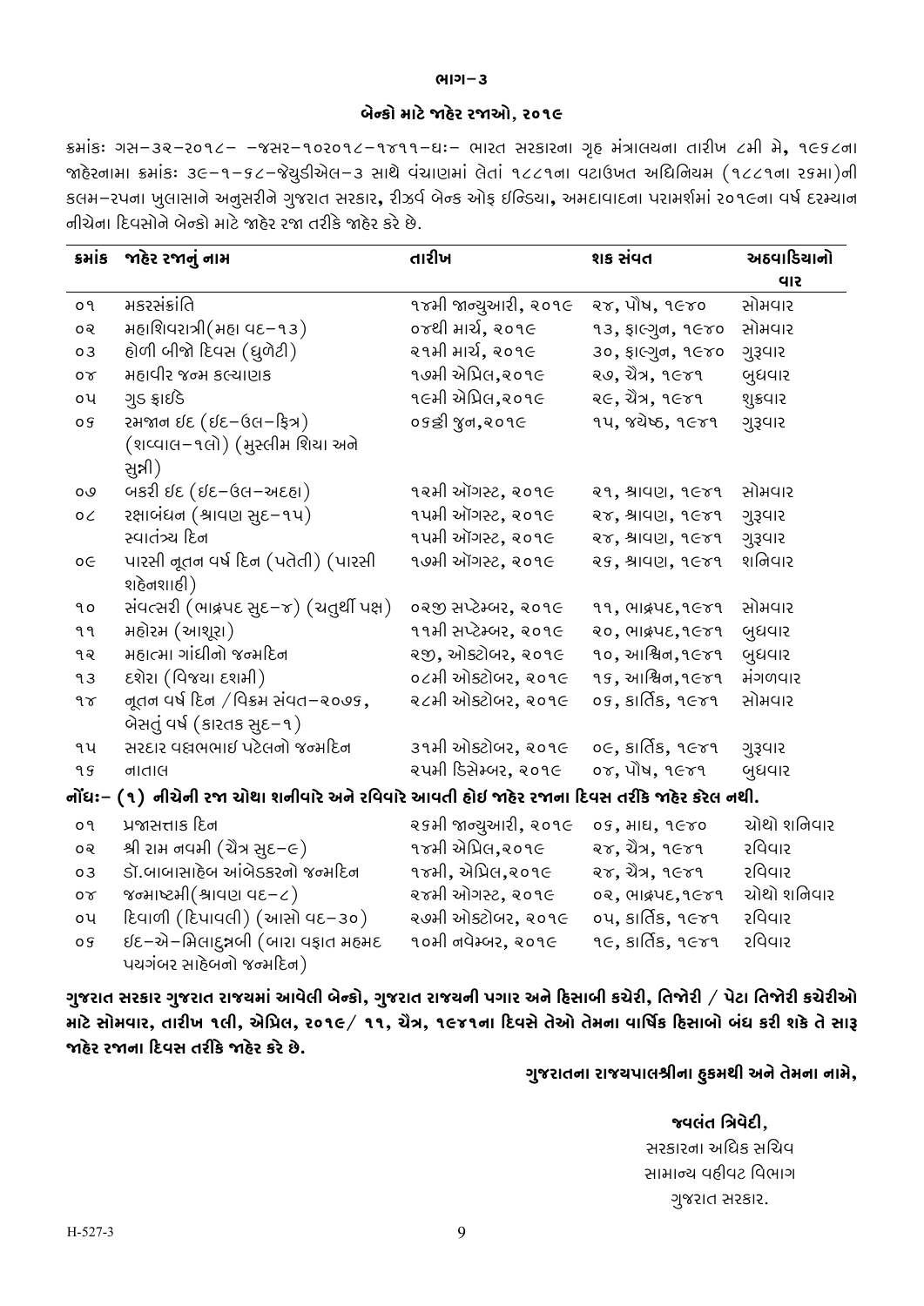**ભાગ-૩**

**બેન્કો માટે જાહેર રજાઓ, ૨૦૧૯**

ક્રમાંકઃ ગસ-૩૨-૨૦૧૮- -જસર-૧૦૨૦૧૮-૧૪૧૧-ઘઃ- ભારત સરકારના ગૃહ મંત્રાલયના તારીખ ૮મી મે, ૧૯૬૮ના જાહેરનામા ક્રમાંકઃ ૩૯-૧-૬૮-જેયુડીએલ-૩ સાથે વંચાણમાં લેતાં ૧૮૮૧ના વટાઉખત અધિનિયમ (૧૮૮૧ના ૨૬મા)ની કલમ-૨૫ના ખુલાસાને અનુસરીને ગુજરાત સરકાર, રીઝર્વ બેન્ક ઓફ ઇન્ડિયા, અમદાવાદના પરામર્શમાં ૨૦૧૯ના વર્ષ દરમ્યાન નીચેના દિવસોને બેન્કો માટે જાહેર રજા તરીકે જાહેર કરે છે.

| ક્રમાંક | જાહેર રજાનું નામ | તારીખ | શક સંવત | અઠવાડિયાનો વાર |
|---|---|---|---|---|
| ૦૧ | મકરસંક્રાંતિ | ૧૪મી જાન્યુઆરી, ૨૦૧૯ | ૨૪, પૌષ, ૧૯૪૦ | સોમવાર |
| ૦૨ | મહાશિવરાત્રી(મહા વદ-૧૩) | ૦૪થી માર્ચ, ૨૦૧૯ | ૧૩, ફાલ્ગુન, ૧૯૪૦ | સોમવાર |
| ૦૩ | હોળી બીજો દિવસ (ધુળેટી) | ૨૧મી માર્ચ, ૨૦૧૯ | ૩૦, ફાલ્ગુન, ૧૯૪૦ | ગુરૂવાર |
| ૦૪ | મહાવીર જન્મ કલ્યાણક | ૧૭મી એપ્રિલ,૨૦૧૯ | ૨૭, ચૈત્ર, ૧૯૪૧ | બુધવાર |
| ૦૫ | ગુડ ફ્રાઇડે | ૧૯મી એપ્રિલ,૨૦૧૯ | ૨૯, ચૈત્ર, ૧૯૪૧ | શુક્રવાર |
| ૦૬ | રમજાન ઇદ (ઇદ-ઉલ-ફિત્ર) (શવ્વાલ-૧લો) (મુસ્લીમ શિયા અને સુન્ની) | ૦૬ઠ્ઠી જુન,૨૦૧૯ | ૧૫, જયેષ્ઠ, ૧૯૪૧ | ગુરૂવાર |
| ૦૭ | બકરી ઇદ (ઇદ-ઉલ-અદહા) | ૧૨મી ઑગસ્ટ, ૨૦૧૯ | ૨૧, શ્રાવણ, ૧૯૪૧ | સોમવાર |
| ૦૮ | રક્ષાબંધન (શ્રાવણ સુદ-૧૫) | ૧૫મી ઑગસ્ટ, ૨૦૧૯ | ૨૪, શ્રાવણ, ૧૯૪૧ | ગુરૂવાર |
| | સ્વાતંત્ર્ય દિન | ૧૫મી ઑગસ્ટ, ૨૦૧૯ | ૨૪, શ્રાવણ, ૧૯૪૧ | ગુરૂવાર |
| ૦૯ | પારસી નૂતન વર્ષ દિન (પતેતી) (પારસી શહેનશાહી) | ૧૭મી ઑગસ્ટ, ૨૦૧૯ | ૨૬, શ્રાવણ, ૧૯૪૧ | શનિવાર |
| ૧૦ | સંવત્સરી (ભાદ્રપદ સુદ-૪) (ચતુર્થી પક્ષ) | ૦૨જી સપ્ટેમ્બર, ૨૦૧૯ | ૧૧, ભાદ્રપદ,૧૯૪૧ | સોમવાર |
| ૧૧ | મહોરમ (આશૂરા) | ૧૧મી સપ્ટેમ્બર, ૨૦૧૯ | ૨૦, ભાદ્રપદ,૧૯૪૧ | બુધવાર |
| ૧૨ | મહાત્મા ગાંધીનો જન્મદિન | ૨જી, ઓક્ટોબર, ૨૦૧૯ | ૧૦, આશ્વિન,૧૯૪૧ | બુધવાર |
| ૧૩ | દશેરા (વિજયા દશમી) | ૦૮મી ઓક્ટોબર, ૨૦૧૯ | ૧૬, આશ્વિન,૧૯૪૧ | મંગળવાર |
| ૧૪ | નૂતન વર્ષ દિન / વિક્રમ સંવત-૨૦૭૬, બેસતું વર્ષ (કારતક સુદ-૧) | ૨૮મી ઓક્ટોબર, ૨૦૧૯ | ૦૬, કાર્તિક, ૧૯૪૧ | સોમવાર |
| ૧૫ | સરદાર વલ્લભભાઇ પટેલનો જન્મદિન | ૩૧મી ઓક્ટોબર, ૨૦૧૯ | ૦૯, કાર્તિક, ૧૯૪૧ | ગુરૂવાર |
| ૧૬ | નાતાલ | ૨૫મી ડિસેમ્બર, ૨૦૧૯ | ૦૪, પૌષ, ૧૯૪૧ | બુધવાર |
| **નોંધઃ- (૧) નીચેની રજા ચોથા શનીવારે અને રવિવારે આવતી હોઇ જાહેર રજાના દિવસ તરીકે જાહેર કરેલ નથી.** | | | | |
| ૦૧ | પ્રજાસત્તાક દિન | ૨૬મી જાન્યુઆરી, ૨૦૧૯ | ૦૬, માઘ, ૧૯૪૦ | ચોથો શનિવાર |
| ૦૨ | શ્રી રામ નવમી (ચૈત્ર સુદ-૯) | ૧૪મી એપ્રિલ,૨૦૧૯ | ૨૪, ચૈત્ર, ૧૯૪૧ | રવિવાર |
| ૦૩ | ડૉ.બાબાસાહેબ આંબેડકરનો જન્મદિન | ૧૪મી, એપ્રિલ,૨૦૧૯ | ૨૪, ચૈત્ર, ૧૯૪૧ | રવિવાર |
| ૦૪ | જન્માષ્ટમી(શ્રાવણ વદ-૮) | ૨૪મી ઓગસ્ટ, ૨૦૧૯ | ૦૨, ભાદ્રપદ,૧૯૪૧ | ચોથો શનિવાર |
| ૦૫ | દિવાળી (દિપાવલી) (આસો વદ-૩૦) | ૨૭મી ઓક્ટોબર, ૨૦૧૯ | ૦૫, કાર્તિક, ૧૯૪૧ | રવિવાર |
| ૦૬ | ઇદ-એ-મિલાદુન્નબી (બારા વફાત મહમદ પયગંબર સાહેબનો જન્મદિન) | ૧૦મી નવેમ્બર, ૨૦૧૯ | ૧૯, કાર્તિક, ૧૯૪૧ | રવિવાર |

**ગુજરાત સરકાર ગુજરાત રાજયમાં આવેલી બેન્કો, ગુજરાત રાજયની પગાર અને હિસાબી કચેરી, તિજોરી / પેટા તિજોરી કચેરીઓ માટે સોમવાર, તારીખ ૧લી, એપ્રિલ, ૨૦૧૯/ ૧૧, ચૈત્ર, ૧૯૪૧ના દિવસે તેઓ તેમના વાર્ષિક હિસાબો બંધ કરી શકે તે સારૂ જાહેર રજાના દિવસ તરીકે જાહેર કરે છે.**

**ગુજરાતના રાજયપાલશ્રીના હુકમથી અને તેમના નામે,**

**જ્વલંત ત્રિવેદી,**
સરકારના અધિક સચિવ
સામાન્ય વહીવટ વિભાગ
ગુજરાત સરકાર.

H-527-3